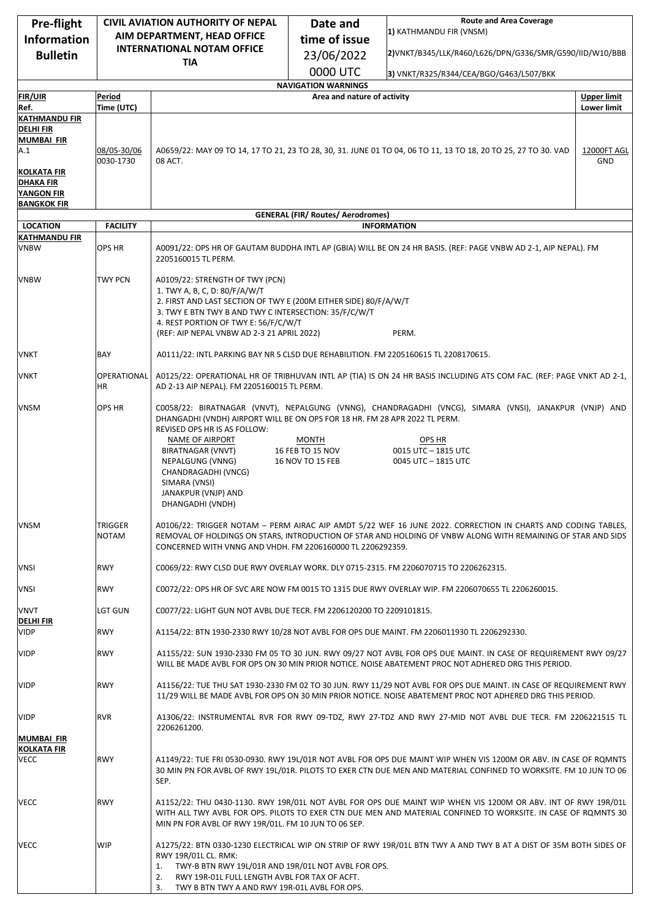| Pre-flight Information Bulletin | CIVIL AVIATION AUTHORITY OF NEPAL AIM DEPARTMENT, HEAD OFFICE INTERNATIONAL NOTAM OFFICE TIA | Date and time of issue 23/06/2022 0000 UTC | Route and Area Coverage 1) KATHMANDU FIR (VNSM) 2)VNKT/B345/LLK/R460/L626/DPN/G336/SMR/G590/IID/W10/BBB 3) VNKT/R325/R344/CEA/BGO/G463/L507/BKK |
|---|---|---|---|

**NAVIGATION WARNINGS**

| FIR/UIR Ref. | Period Time (UTC) | Area and nature of activity | Upper limit Lower limit |
|---|---|---|---|
| KATHMANDU FIR DELHI FIR MUMBAI FIR A.1 KOLKATA FIR DHAKA FIR YANGON FIR BANGKOK FIR | 08/05-30/06 0030-1730 | A0659/22: MAY 09 TO 14, 17 TO 21, 23 TO 28, 30, 31. JUNE 01 TO 04, 06 TO 11, 13 TO 18, 20 TO 25, 27 TO 30. VAD 08 ACT. | 12000FT AGL GND |

**GENERAL (FIR/ Routes/ Aerodromes)**

| LOCATION | FACILITY | INFORMATION |
|---|---|---|
| **KATHMANDU FIR** | | |
| VNBW | OPS HR | A0091/22: OPS HR OF GAUTAM BUDDHA INTL AP (GBIA) WILL BE ON 24 HR BASIS. (REF: PAGE VNBW AD 2-1, AIP NEPAL). FM 2205160015 TL PERM. |
| VNBW | TWY PCN | A0109/22: STRENGTH OF TWY (PCN)<br>1. TWY A, B, C, D: 80/F/A/W/T<br>2. FIRST AND LAST SECTION OF TWY E (200M EITHER SIDE) 80/F/A/W/T<br>3. TWY E BTN TWY B AND TWY C INTERSECTION: 35/F/C/W/T<br>4. REST PORTION OF TWY E: 56/F/C/W/T<br>(REF: AIP NEPAL VNBW AD 2-3 21 APRIL 2022) PERM. |
| VNKT | BAY | A0111/22: INTL PARKING BAY NR 5 CLSD DUE REHABILITION. FM 2205160615 TL 2208170615. |
| VNKT | OPERATIONAL HR | A0125/22: OPERATIONAL HR OF TRIBHUVAN INTL AP (TIA) IS ON 24 HR BASIS INCLUDING ATS COM FAC. (REF: PAGE VNKT AD 2-1, AD 2-13 AIP NEPAL). FM 2205160015 TL PERM. |
| VNSM | OPS HR | C0058/22: BIRATNAGAR (VNVT), NEPALGUNG (VNNG), CHANDRAGADHI (VNCG), SIMARA (VNSI), JANAKPUR (VNJP) AND DHANGADHI (VNDH) AIRPORT WILL BE ON OPS FOR 18 HR. FM 28 APR 2022 TL PERM.<br>REVISED OPS HR IS AS FOLLOW:<br>NAME OF AIRPORT / MONTH / OPS HR<br>BIRATNAGAR (VNVT) / 16 FEB TO 15 NOV / 0015 UTC – 1815 UTC<br>NEPALGUNG (VNNG) / 16 NOV TO 15 FEB / 0045 UTC – 1815 UTC<br>CHANDRAGADHI (VNCG)<br>SIMARA (VNSI)<br>JANAKPUR (VNJP) AND<br>DHANGADHI (VNDH) |
| VNSM | TRIGGER NOTAM | A0106/22: TRIGGER NOTAM – PERM AIRAC AIP AMDT 5/22 WEF 16 JUNE 2022. CORRECTION IN CHARTS AND CODING TABLES, REMOVAL OF HOLDINGS ON STARS, INTRODUCTION OF STAR AND HOLDING OF VNBW ALONG WITH REMAINING OF STAR AND SIDS CONCERNED WITH VNNG AND VHDH. FM 2206160000 TL 2206292359. |
| VNSI | RWY | C0069/22: RWY CLSD DUE RWY OVERLAY WORK. DLY 0715-2315. FM 2206070715 TO 2206262315. |
| VNSI | RWY | C0072/22: OPS HR OF SVC ARE NOW FM 0015 TO 1315 DUE RWY OVERLAY WIP. FM 2206070655 TL 2206260015. |
| VNVT | LGT GUN | C0077/22: LIGHT GUN NOT AVBL DUE TECR. FM 2206120200 TO 2209101815. |
| **DELHI FIR** | | |
| VIDP | RWY | A1154/22: BTN 1930-2330 RWY 10/28 NOT AVBL FOR OPS DUE MAINT. FM 2206011930 TL 2206292330. |
| VIDP | RWY | A1155/22: SUN 1930-2330 FM 05 TO 30 JUN. RWY 09/27 NOT AVBL FOR OPS DUE MAINT. IN CASE OF REQUIREMENT RWY 09/27 WILL BE MADE AVBL FOR OPS ON 30 MIN PRIOR NOTICE. NOISE ABATEMENT PROC NOT ADHERED DRG THIS PERIOD. |
| VIDP | RWY | A1156/22: TUE THU SAT 1930-2330 FM 02 TO 30 JUN. RWY 11/29 NOT AVBL FOR OPS DUE MAINT. IN CASE OF REQUIREMENT RWY 11/29 WILL BE MADE AVBL FOR OPS ON 30 MIN PRIOR NOTICE. NOISE ABATEMENT PROC NOT ADHERED DRG THIS PERIOD. |
| VIDP | RVR | A1306/22: INSTRUMENTAL RVR FOR RWY 09-TDZ, RWY 27-TDZ AND RWY 27-MID NOT AVBL DUE TECR. FM 2206221515 TL 2206261200. |
| **MUMBAI FIR** | | |
| **KOLKATA FIR** | | |
| VECC | RWY | A1149/22: TUE FRI 0530-0930. RWY 19L/01R NOT AVBL FOR OPS DUE MAINT WIP WHEN VIS 1200M OR ABV. IN CASE OF RQMNTS 30 MIN PN FOR AVBL OF RWY 19L/01R. PILOTS TO EXER CTN DUE MEN AND MATERIAL CONFINED TO WORKSITE. FM 10 JUN TO 06 SEP. |
| VECC | RWY | A1152/22: THU 0430-1130. RWY 19R/01L NOT AVBL FOR OPS DUE MAINT WIP WHEN VIS 1200M OR ABV. INT OF RWY 19R/01L WITH ALL TWY AVBL FOR OPS. PILOTS TO EXER CTN DUE MEN AND MATERIAL CONFINED TO WORKSITE. IN CASE OF RQMNTS 30 MIN PN FOR AVBL OF RWY 19R/01L. FM 10 JUN TO 06 SEP. |
| VECC | WIP | A1275/22: BTN 0330-1230 ELECTRICAL WIP ON STRIP OF RWY 19R/01L BTN TWY A AND TWY B AT A DIST OF 35M BOTH SIDES OF RWY 19R/01L CL. RMK:<br>1. TWY-B BTN RWY 19L/01R AND 19R/01L NOT AVBL FOR OPS.<br>2. RWY 19R-01L FULL LENGTH AVBL FOR TAX OF ACFT.<br>3. TWY B BTN TWY A AND RWY 19R-01L AVBL FOR OPS. |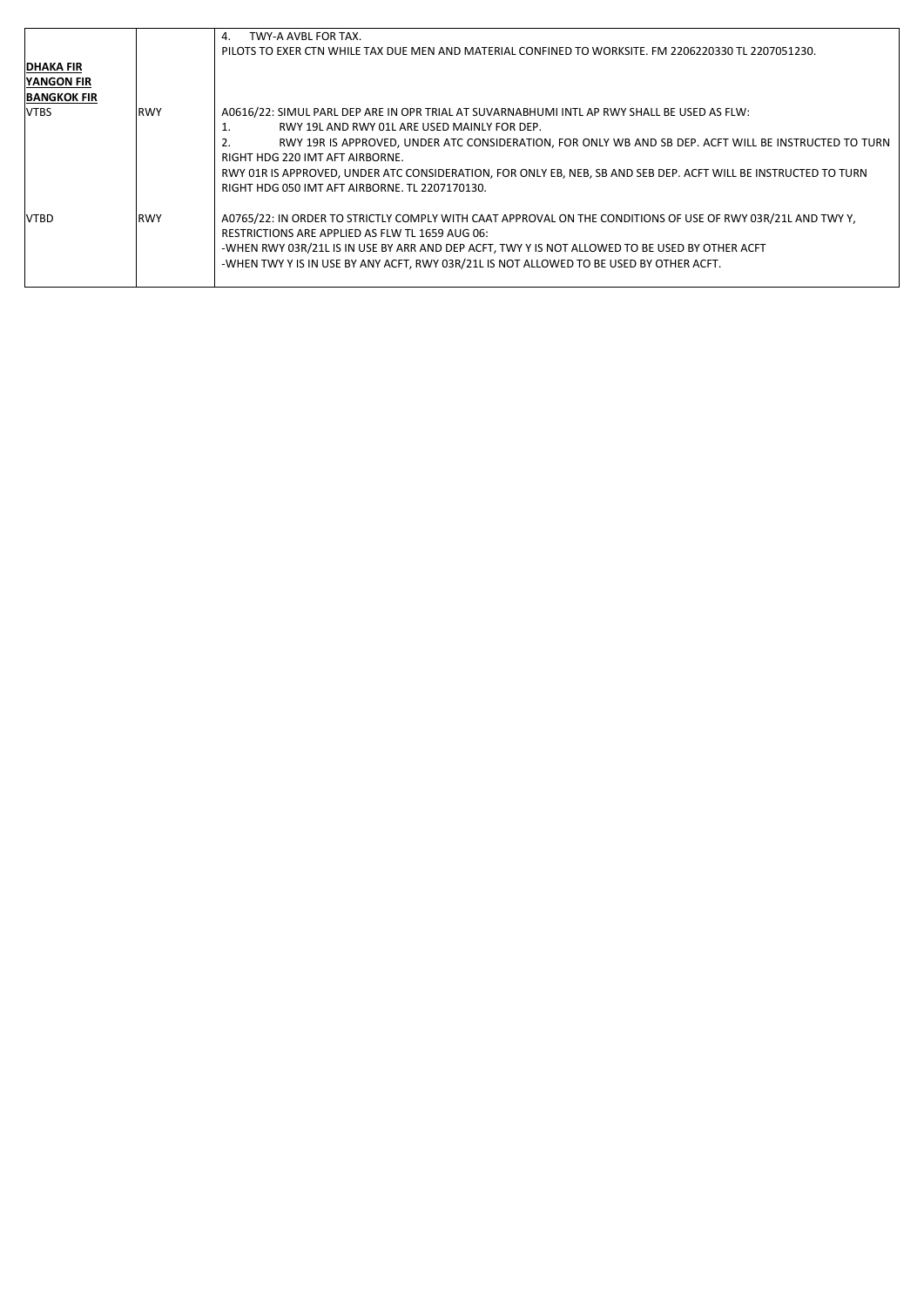| | | |
|---|---|---|
| | | 4. TWY-A AVBL FOR TAX.<br>PILOTS TO EXER CTN WHILE TAX DUE MEN AND MATERIAL CONFINED TO WORKSITE. FM 2206220330 TL 2207051230. |
| **DHAKA FIR** | | |
| **YANGON FIR** | | |
| **BANGKOK FIR** | | |
| VTBS | RWY | A0616/22: SIMUL PARL DEP ARE IN OPR TRIAL AT SUVARNABHUMI INTL AP RWY SHALL BE USED AS FLW:<br>1. RWY 19L AND RWY 01L ARE USED MAINLY FOR DEP.<br>2. RWY 19R IS APPROVED, UNDER ATC CONSIDERATION, FOR ONLY WB AND SB DEP. ACFT WILL BE INSTRUCTED TO TURN RIGHT HDG 220 IMT AFT AIRBORNE.<br>RWY 01R IS APPROVED, UNDER ATC CONSIDERATION, FOR ONLY EB, NEB, SB AND SEB DEP. ACFT WILL BE INSTRUCTED TO TURN RIGHT HDG 050 IMT AFT AIRBORNE. TL 2207170130. |
| VTBD | RWY | A0765/22: IN ORDER TO STRICTLY COMPLY WITH CAAT APPROVAL ON THE CONDITIONS OF USE OF RWY 03R/21L AND TWY Y, RESTRICTIONS ARE APPLIED AS FLW TL 1659 AUG 06:<br>-WHEN RWY 03R/21L IS IN USE BY ARR AND DEP ACFT, TWY Y IS NOT ALLOWED TO BE USED BY OTHER ACFT<br>-WHEN TWY Y IS IN USE BY ANY ACFT, RWY 03R/21L IS NOT ALLOWED TO BE USED BY OTHER ACFT. |